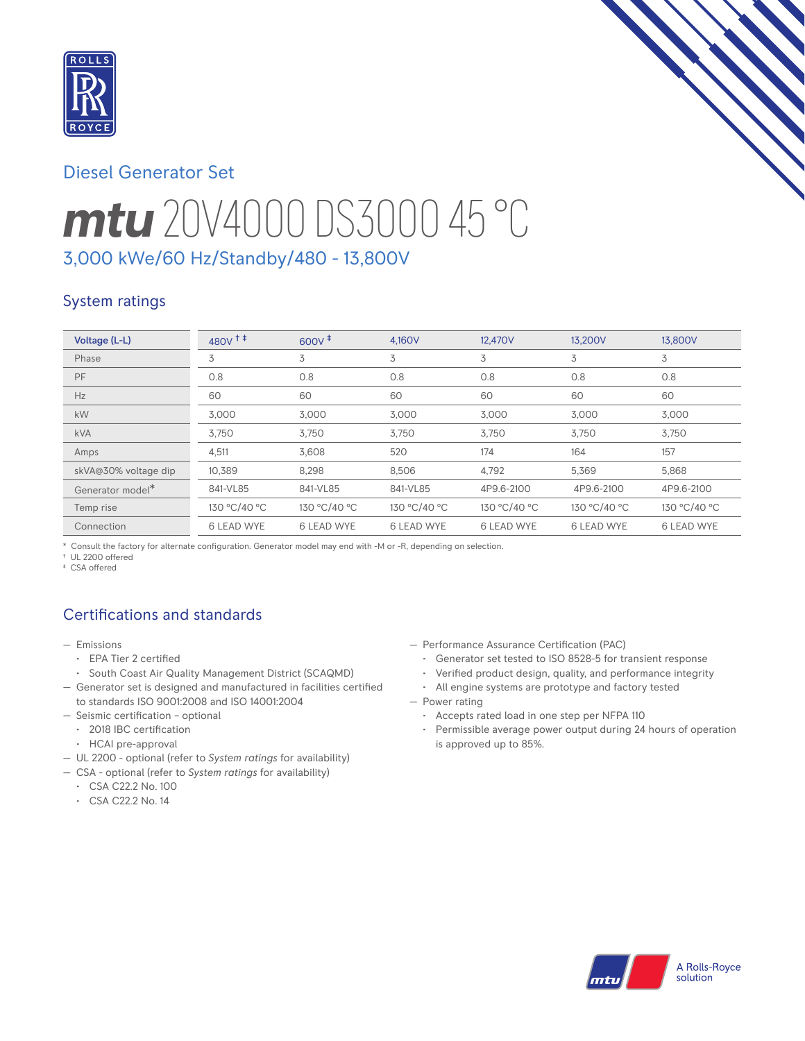## Diesel Generator Set

# *mtu* 20V4000 DS3000 45 °C

### 3,000 kWe/60 Hz/Standby/480 - 13,800V

## System ratings

| Voltage (L-L) | 480V † ‡ | 600V ‡ | 4,160V | 12,470V | 13,200V | 13,800V |
|---|---|---|---|---|---|---|
| Phase | 3 | 3 | 3 | 3 | 3 | 3 |
| PF | 0.8 | 0.8 | 0.8 | 0.8 | 0.8 | 0.8 |
| Hz | 60 | 60 | 60 | 60 | 60 | 60 |
| kW | 3,000 | 3,000 | 3,000 | 3,000 | 3,000 | 3,000 |
| kVA | 3,750 | 3,750 | 3,750 | 3,750 | 3,750 | 3,750 |
| Amps | 4,511 | 3,608 | 520 | 174 | 164 | 157 |
| skVA@30% voltage dip | 10,389 | 8,298 | 8,506 | 4,792 | 5,369 | 5,868 |
| Generator model* | 841-VL85 | 841-VL85 | 841-VL85 | 4P9.6-2100 | 4P9.6-2100 | 4P9.6-2100 |
| Temp rise | 130 °C/40 °C | 130 °C/40 °C | 130 °C/40 °C | 130 °C/40 °C | 130 °C/40 °C | 130 °C/40 °C |
| Connection | 6 LEAD WYE | 6 LEAD WYE | 6 LEAD WYE | 6 LEAD WYE | 6 LEAD WYE | 6 LEAD WYE |

\* Consult the factory for alternate configuration. Generator model may end with -M or -R, depending on selection.
† UL 2200 offered
‡ CSA offered

## Certifications and standards

- Emissions
  - EPA Tier 2 certified
  - South Coast Air Quality Management District (SCAQMD)
- Generator set is designed and manufactured in facilities certified to standards ISO 9001:2008 and ISO 14001:2004
- Seismic certification – optional
  - 2018 IBC certification
  - HCAI pre-approval
- UL 2200 - optional (refer to *System ratings* for availability)
- CSA - optional (refer to *System ratings* for availability)
  - CSA C22.2 No. 100
  - CSA C22.2 No. 14
- Performance Assurance Certification (PAC)
  - Generator set tested to ISO 8528-5 for transient response
  - Verified product design, quality, and performance integrity
  - All engine systems are prototype and factory tested
- Power rating
  - Accepts rated load in one step per NFPA 110
  - Permissible average power output during 24 hours of operation is approved up to 85%.

A Rolls-Royce solution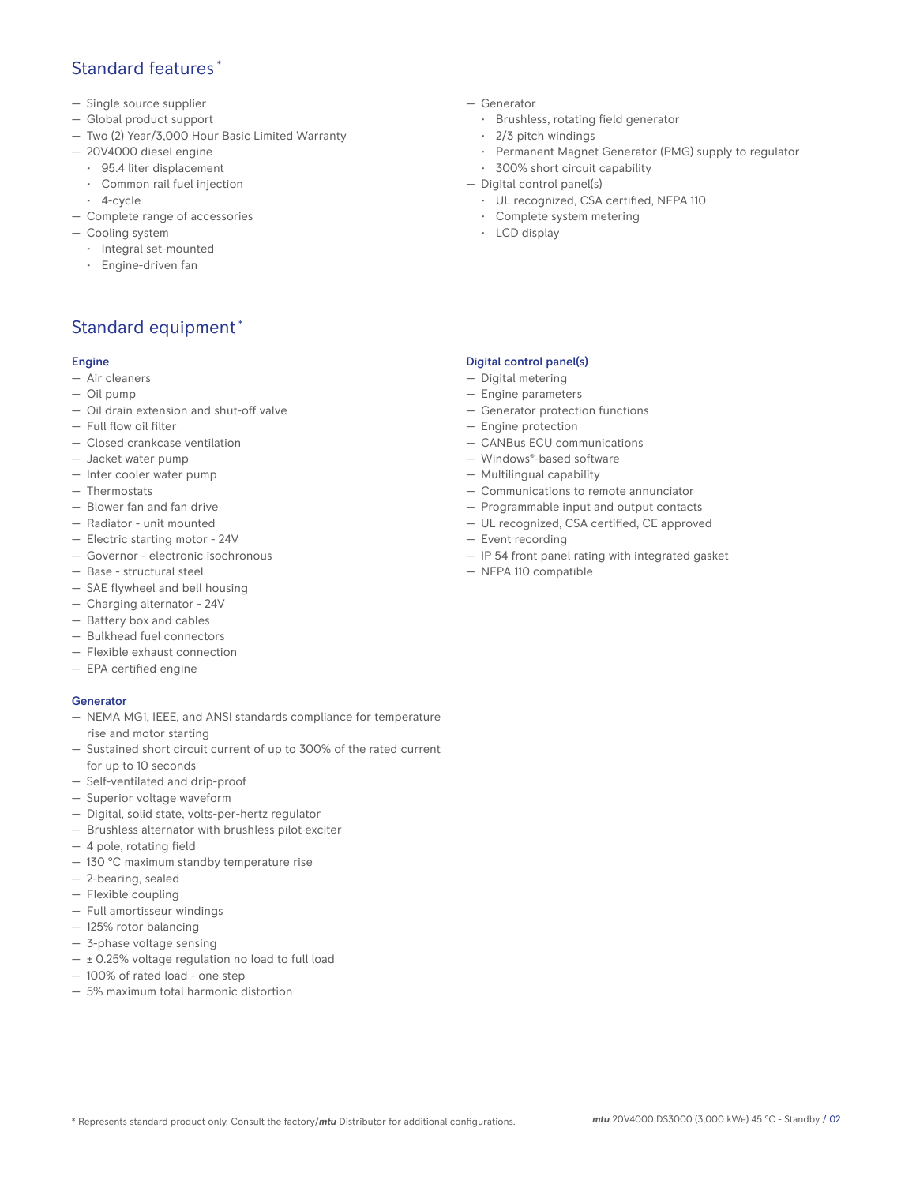## Standard features *

- Single source supplier
- Global product support
- Two (2) Year/3,000 Hour Basic Limited Warranty
- 20V4000 diesel engine
  - 95.4 liter displacement
  - Common rail fuel injection
  - 4-cycle
- Complete range of accessories
- Cooling system
  - Integral set-mounted
  - Engine-driven fan
- Generator
  - Brushless, rotating field generator
  - 2/3 pitch windings
  - Permanent Magnet Generator (PMG) supply to regulator
  - 300% short circuit capability
- Digital control panel(s)
  - UL recognized, CSA certified, NFPA 110
  - Complete system metering
  - LCD display

## Standard equipment *

### Engine

- Air cleaners
- Oil pump
- Oil drain extension and shut-off valve
- Full flow oil filter
- Closed crankcase ventilation
- Jacket water pump
- Inter cooler water pump
- Thermostats
- Blower fan and fan drive
- Radiator - unit mounted
- Electric starting motor - 24V
- Governor - electronic isochronous
- Base - structural steel
- SAE flywheel and bell housing
- Charging alternator - 24V
- Battery box and cables
- Bulkhead fuel connectors
- Flexible exhaust connection
- EPA certified engine

### Generator

- NEMA MG1, IEEE, and ANSI standards compliance for temperature rise and motor starting
- Sustained short circuit current of up to 300% of the rated current for up to 10 seconds
- Self-ventilated and drip-proof
- Superior voltage waveform
- Digital, solid state, volts-per-hertz regulator
- Brushless alternator with brushless pilot exciter
- 4 pole, rotating field
- 130 °C maximum standby temperature rise
- 2-bearing, sealed
- Flexible coupling
- Full amortisseur windings
- 125% rotor balancing
- 3-phase voltage sensing
- ± 0.25% voltage regulation no load to full load
- 100% of rated load - one step
- 5% maximum total harmonic distortion

### Digital control panel(s)

- Digital metering
- Engine parameters
- Generator protection functions
- Engine protection
- CANBus ECU communications
- Windows®-based software
- Multilingual capability
- Communications to remote annunciator
- Programmable input and output contacts
- UL recognized, CSA certified, CE approved
- Event recording
- IP 54 front panel rating with integrated gasket
- NFPA 110 compatible

* Represents standard product only. Consult the factory/*mtu* Distributor for additional configurations.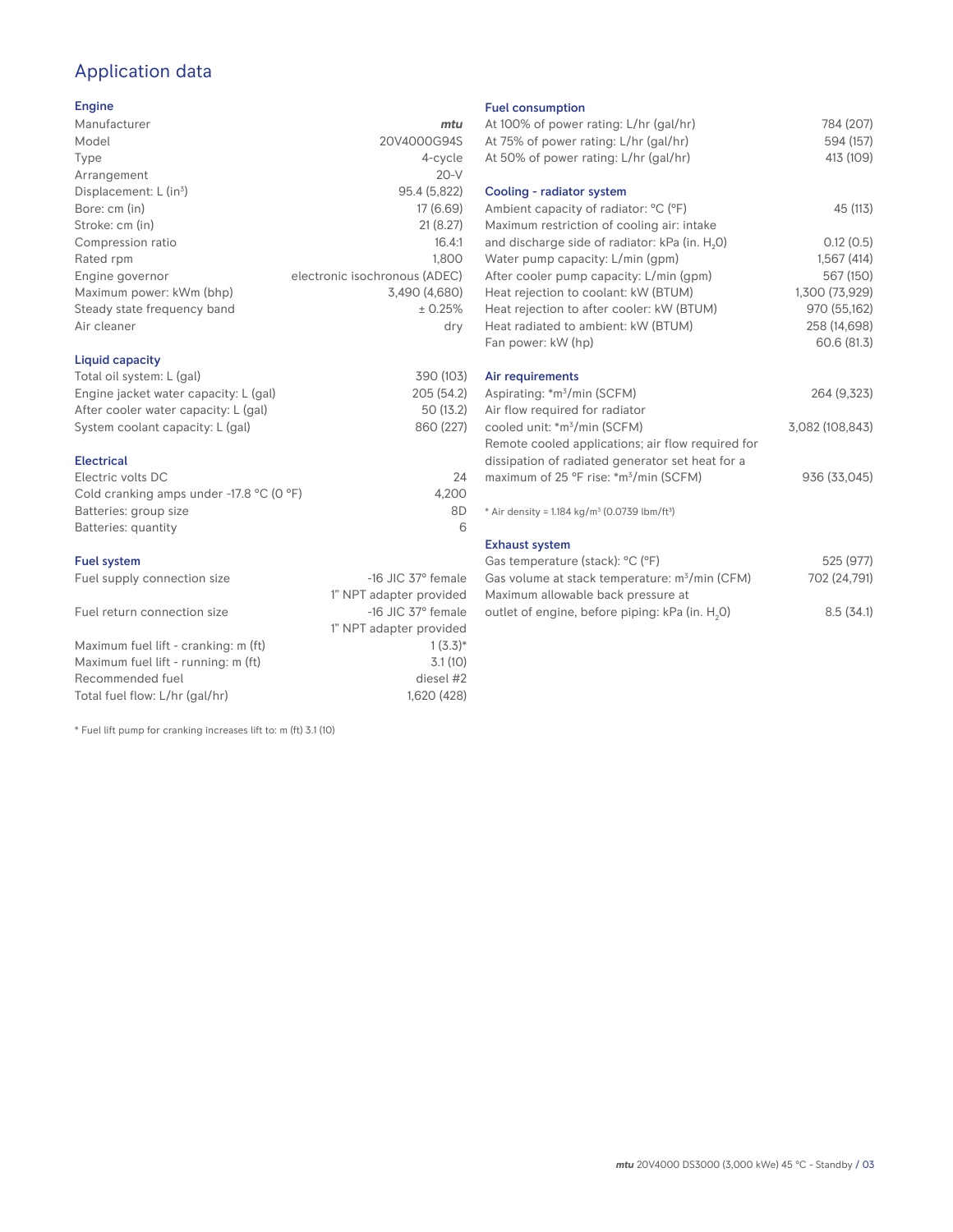## Application data

### Engine

| | |
|---|---|
| Manufacturer | *mtu* |
| Model | 20V4000G94S |
| Type | 4-cycle |
| Arrangement | 20-V |
| Displacement: L (in³) | 95.4 (5,822) |
| Bore: cm (in) | 17 (6.69) |
| Stroke: cm (in) | 21 (8.27) |
| Compression ratio | 16.4:1 |
| Rated rpm | 1,800 |
| Engine governor | electronic isochronous (ADEC) |
| Maximum power: kWm (bhp) | 3,490 (4,680) |
| Steady state frequency band | ± 0.25% |
| Air cleaner | dry |

### Liquid capacity

| | |
|---|---|
| Total oil system: L (gal) | 390 (103) |
| Engine jacket water capacity: L (gal) | 205 (54.2) |
| After cooler water capacity: L (gal) | 50 (13.2) |
| System coolant capacity: L (gal) | 860 (227) |

### Electrical

| | |
|---|---|
| Electric volts DC | 24 |
| Cold cranking amps under -17.8 °C (0 °F) | 4,200 |
| Batteries: group size | 8D |
| Batteries: quantity | 6 |

### Fuel system

| | |
|---|---|
| Fuel supply connection size | -16 JIC 37° female<br>1" NPT adapter provided |
| Fuel return connection size | -16 JIC 37° female<br>1" NPT adapter provided |
| Maximum fuel lift - cranking: m (ft) | 1 (3.3)* |
| Maximum fuel lift - running: m (ft) | 3.1 (10) |
| Recommended fuel | diesel #2 |
| Total fuel flow: L/hr (gal/hr) | 1,620 (428) |

* Fuel lift pump for cranking increases lift to: m (ft) 3.1 (10)

### Fuel consumption

| | |
|---|---|
| At 100% of power rating: L/hr (gal/hr) | 784 (207) |
| At 75% of power rating: L/hr (gal/hr) | 594 (157) |
| At 50% of power rating: L/hr (gal/hr) | 413 (109) |

### Cooling - radiator system

| | |
|---|---|
| Ambient capacity of radiator: °C (°F) | 45 (113) |
| Maximum restriction of cooling air: intake and discharge side of radiator: kPa (in. $H_2O$) | 0.12 (0.5) |
| Water pump capacity: L/min (gpm) | 1,567 (414) |
| After cooler pump capacity: L/min (gpm) | 567 (150) |
| Heat rejection to coolant: kW (BTUM) | 1,300 (73,929) |
| Heat rejection to after cooler: kW (BTUM) | 970 (55,162) |
| Heat radiated to ambient: kW (BTUM) | 258 (14,698) |
| Fan power: kW (hp) | 60.6 (81.3) |

### Air requirements

| | |
|---|---|
| Aspirating: *m³/min (SCFM) | 264 (9,323) |
| Air flow required for radiator cooled unit: *m³/min (SCFM) | 3,082 (108,843) |
| Remote cooled applications; air flow required for dissipation of radiated generator set heat for a maximum of 25 °F rise: *m³/min (SCFM) | 936 (33,045) |

* Air density = 1.184 kg/m³ (0.0739 lbm/ft³)

### Exhaust system

| | |
|---|---|
| Gas temperature (stack): °C (°F) | 525 (977) |
| Gas volume at stack temperature: m³/min (CFM) | 702 (24,791) |
| Maximum allowable back pressure at outlet of engine, before piping: kPa (in. $H_2O$) | 8.5 (34.1) |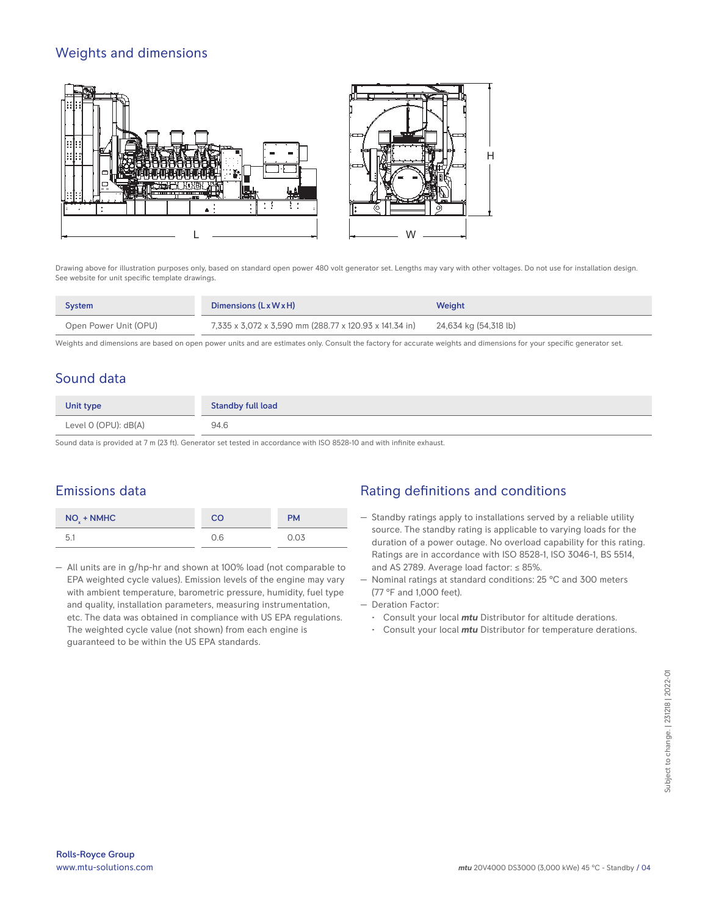## Weights and dimensions

L

W

H

Drawing above for illustration purposes only, based on standard open power 480 volt generator set. Lengths may vary with other voltages. Do not use for installation design. See website for unit specific template drawings.

| System | Dimensions (L x W x H) | Weight |
|---|---|---|
| Open Power Unit (OPU) | 7,335 x 3,072 x 3,590 mm (288.77 x 120.93 x 141.34 in) | 24,634 kg (54,318 lb) |

Weights and dimensions are based on open power units and are estimates only. Consult the factory for accurate weights and dimensions for your specific generator set.

## Sound data

| Unit type | Standby full load |
|---|---|
| Level 0 (OPU): dB(A) | 94.6 |

Sound data is provided at 7 m (23 ft). Generator set tested in accordance with ISO 8528-10 and with infinite exhaust.

## Emissions data

| $NO_x$ + NMHC | CO | PM |
|---|---|---|
| 5.1 | 0.6 | 0.03 |

- All units are in g/hp-hr and shown at 100% load (not comparable to EPA weighted cycle values). Emission levels of the engine may vary with ambient temperature, barometric pressure, humidity, fuel type and quality, installation parameters, measuring instrumentation, etc. The data was obtained in compliance with US EPA regulations. The weighted cycle value (not shown) from each engine is guaranteed to be within the US EPA standards.

## Rating definitions and conditions

- Standby ratings apply to installations served by a reliable utility source. The standby rating is applicable to varying loads for the duration of a power outage. No overload capability for this rating. Ratings are in accordance with ISO 8528-1, ISO 3046-1, BS 5514, and AS 2789. Average load factor: ≤ 85%.
- Nominal ratings at standard conditions: 25 °C and 300 meters (77 °F and 1,000 feet).
- Deration Factor:
  - Consult your local ***mtu*** Distributor for altitude derations.
  - Consult your local ***mtu*** Distributor for temperature derations.

Subject to change. | 231218 | 2022-01

**Rolls-Royce Group**
www.mtu-solutions.com

***mtu*** 20V4000 DS3000 (3,000 kWe) 45 °C - Standby